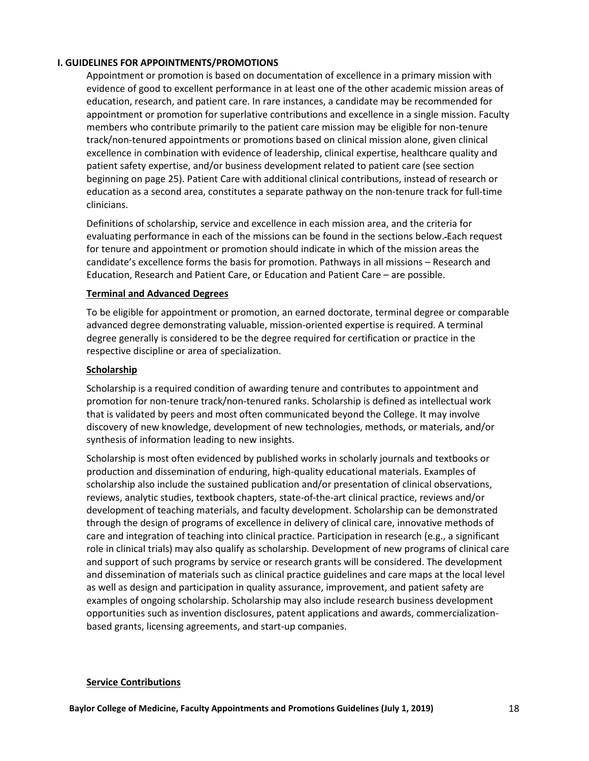## I. GUIDELINES FOR APPOINTMENTS/PROMOTIONS

Appointment or promotion is based on documentation of excellence in a primary mission with evidence of good to excellent performance in at least one of the other academic mission areas of education, research, and patient care. In rare instances, a candidate may be recommended for appointment or promotion for superlative contributions and excellence in a single mission. Faculty members who contribute primarily to the patient care mission may be eligible for non-tenure track/non-tenured appointments or promotions based on clinical mission alone, given clinical excellence in combination with evidence of leadership, clinical expertise, healthcare quality and patient safety expertise, and/or business development related to patient care (see section beginning on page 25). Patient Care with additional clinical contributions, instead of research or education as a second area, constitutes a separate pathway on the non-tenure track for full-time clinicians.

Definitions of scholarship, service and excellence in each mission area, and the criteria for evaluating performance in each of the missions can be found in the sections below. Each request for tenure and appointment or promotion should indicate in which of the mission areas the candidate's excellence forms the basis for promotion. Pathways in all missions – Research and Education, Research and Patient Care, or Education and Patient Care – are possible.

### Terminal and Advanced Degrees

To be eligible for appointment or promotion, an earned doctorate, terminal degree or comparable advanced degree demonstrating valuable, mission-oriented expertise is required. A terminal degree generally is considered to be the degree required for certification or practice in the respective discipline or area of specialization.

### Scholarship

Scholarship is a required condition of awarding tenure and contributes to appointment and promotion for non-tenure track/non-tenured ranks. Scholarship is defined as intellectual work that is validated by peers and most often communicated beyond the College. It may involve discovery of new knowledge, development of new technologies, methods, or materials, and/or synthesis of information leading to new insights.

Scholarship is most often evidenced by published works in scholarly journals and textbooks or production and dissemination of enduring, high-quality educational materials. Examples of scholarship also include the sustained publication and/or presentation of clinical observations, reviews, analytic studies, textbook chapters, state-of-the-art clinical practice, reviews and/or development of teaching materials, and faculty development. Scholarship can be demonstrated through the design of programs of excellence in delivery of clinical care, innovative methods of care and integration of teaching into clinical practice. Participation in research (e.g., a significant role in clinical trials) may also qualify as scholarship. Development of new programs of clinical care and support of such programs by service or research grants will be considered. The development and dissemination of materials such as clinical practice guidelines and care maps at the local level as well as design and participation in quality assurance, improvement, and patient safety are examples of ongoing scholarship. Scholarship may also include research business development opportunities such as invention disclosures, patent applications and awards, commercialization-based grants, licensing agreements, and start-up companies.

### Service Contributions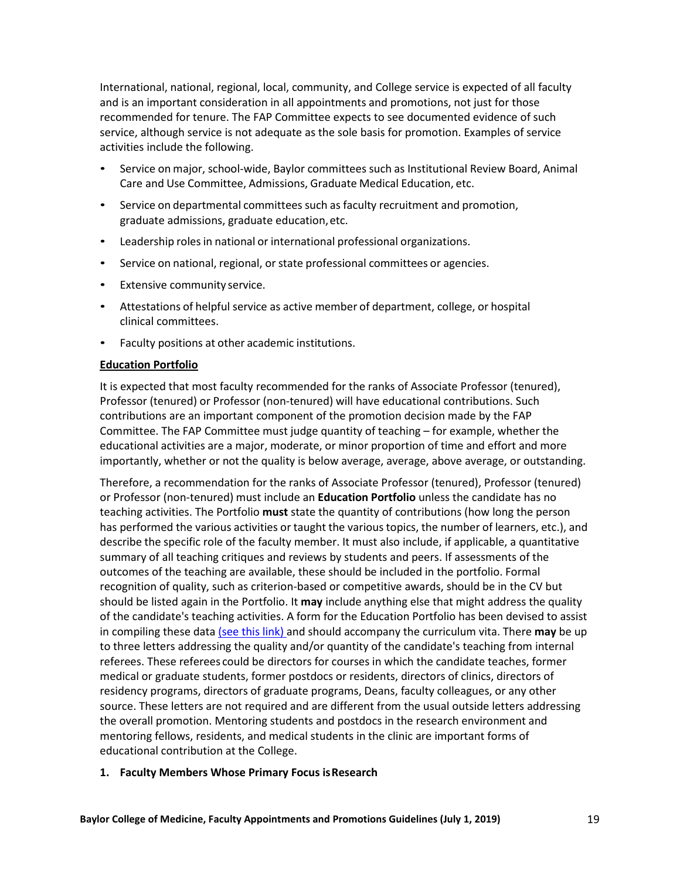International, national, regional, local, community, and College service is expected of all faculty and is an important consideration in all appointments and promotions, not just for those recommended for tenure. The FAP Committee expects to see documented evidence of such service, although service is not adequate as the sole basis for promotion. Examples of service activities include the following.

- Service on major, school-wide, Baylor committees such as Institutional Review Board, Animal Care and Use Committee, Admissions, Graduate Medical Education, etc.
- Service on departmental committees such as faculty recruitment and promotion, graduate admissions, graduate education, etc.
- Leadership roles in national or international professional organizations.
- Service on national, regional, or state professional committees or agencies.
- Extensive community service.
- Attestations of helpful service as active member of department, college, or hospital clinical committees.
- Faculty positions at other academic institutions.

**Education Portfolio**

It is expected that most faculty recommended for the ranks of Associate Professor (tenured), Professor (tenured) or Professor (non-tenured) will have educational contributions. Such contributions are an important component of the promotion decision made by the FAP Committee. The FAP Committee must judge quantity of teaching – for example, whether the educational activities are a major, moderate, or minor proportion of time and effort and more importantly, whether or not the quality is below average, average, above average, or outstanding.

Therefore, a recommendation for the ranks of Associate Professor (tenured), Professor (tenured) or Professor (non-tenured) must include an **Education Portfolio** unless the candidate has no teaching activities. The Portfolio **must** state the quantity of contributions (how long the person has performed the various activities or taught the various topics, the number of learners, etc.), and describe the specific role of the faculty member. It must also include, if applicable, a quantitative summary of all teaching critiques and reviews by students and peers. If assessments of the outcomes of the teaching are available, these should be included in the portfolio. Formal recognition of quality, such as criterion-based or competitive awards, should be in the CV but should be listed again in the Portfolio. It **may** include anything else that might address the quality of the candidate's teaching activities. A form for the Education Portfolio has been devised to assist in compiling these data (see this link) and should accompany the curriculum vita. There **may** be up to three letters addressing the quality and/or quantity of the candidate's teaching from internal referees. These referees could be directors for courses in which the candidate teaches, former medical or graduate students, former postdocs or residents, directors of clinics, directors of residency programs, directors of graduate programs, Deans, faculty colleagues, or any other source. These letters are not required and are different from the usual outside letters addressing the overall promotion. Mentoring students and postdocs in the research environment and mentoring fellows, residents, and medical students in the clinic are important forms of educational contribution at the College.

**1. Faculty Members Whose Primary Focus is Research**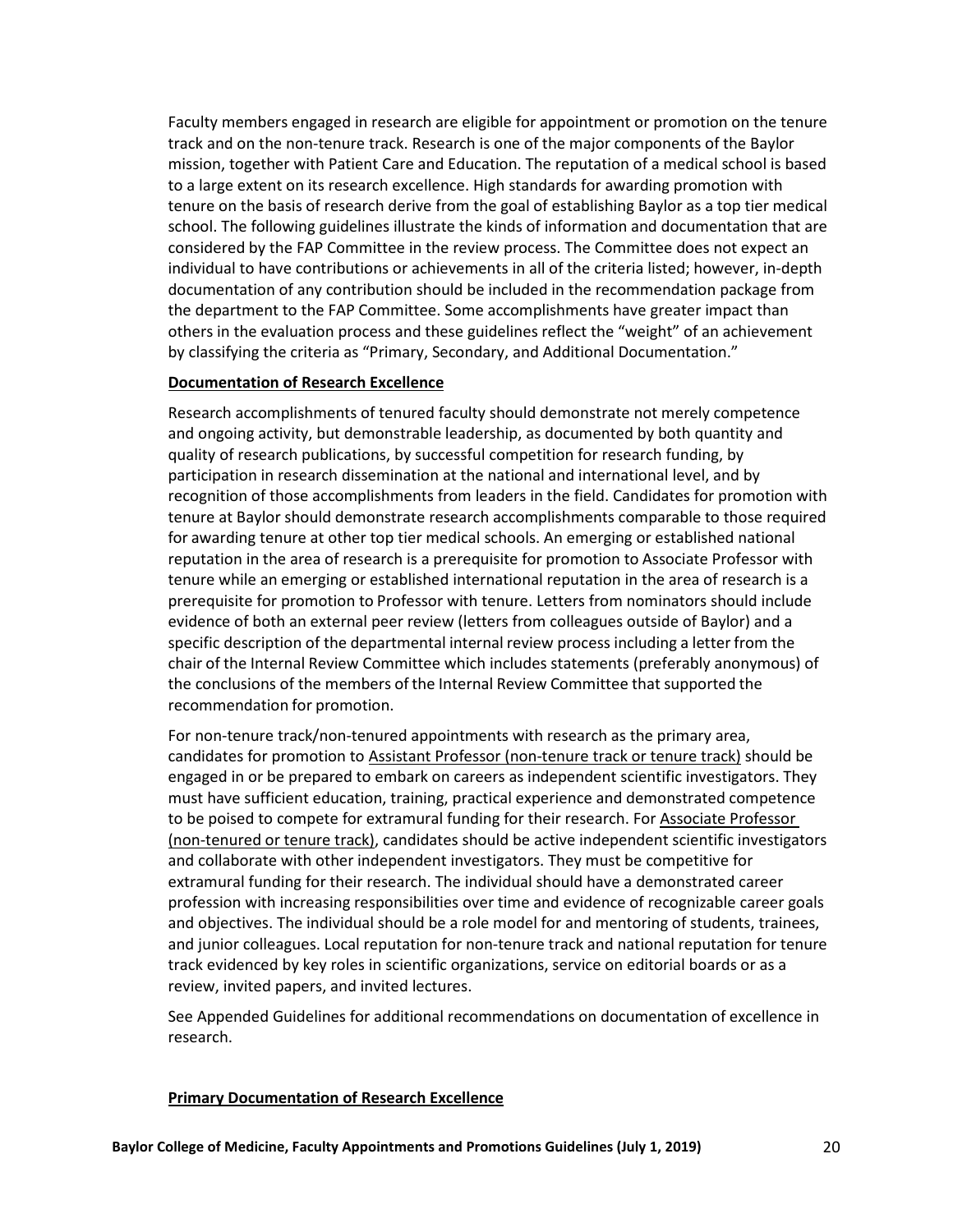Faculty members engaged in research are eligible for appointment or promotion on the tenure track and on the non-tenure track. Research is one of the major components of the Baylor mission, together with Patient Care and Education. The reputation of a medical school is based to a large extent on its research excellence. High standards for awarding promotion with tenure on the basis of research derive from the goal of establishing Baylor as a top tier medical school. The following guidelines illustrate the kinds of information and documentation that are considered by the FAP Committee in the review process. The Committee does not expect an individual to have contributions or achievements in all of the criteria listed; however, in-depth documentation of any contribution should be included in the recommendation package from the department to the FAP Committee. Some accomplishments have greater impact than others in the evaluation process and these guidelines reflect the "weight" of an achievement by classifying the criteria as "Primary, Secondary, and Additional Documentation."

**Documentation of Research Excellence**

Research accomplishments of tenured faculty should demonstrate not merely competence and ongoing activity, but demonstrable leadership, as documented by both quantity and quality of research publications, by successful competition for research funding, by participation in research dissemination at the national and international level, and by recognition of those accomplishments from leaders in the field. Candidates for promotion with tenure at Baylor should demonstrate research accomplishments comparable to those required for awarding tenure at other top tier medical schools. An emerging or established national reputation in the area of research is a prerequisite for promotion to Associate Professor with tenure while an emerging or established international reputation in the area of research is a prerequisite for promotion to Professor with tenure. Letters from nominators should include evidence of both an external peer review (letters from colleagues outside of Baylor) and a specific description of the departmental internal review process including a letter from the chair of the Internal Review Committee which includes statements (preferably anonymous) of the conclusions of the members of the Internal Review Committee that supported the recommendation for promotion.

For non-tenure track/non-tenured appointments with research as the primary area, candidates for promotion to Assistant Professor (non-tenure track or tenure track) should be engaged in or be prepared to embark on careers as independent scientific investigators. They must have sufficient education, training, practical experience and demonstrated competence to be poised to compete for extramural funding for their research. For Associate Professor (non-tenured or tenure track), candidates should be active independent scientific investigators and collaborate with other independent investigators. They must be competitive for extramural funding for their research. The individual should have a demonstrated career profession with increasing responsibilities over time and evidence of recognizable career goals and objectives. The individual should be a role model for and mentoring of students, trainees, and junior colleagues. Local reputation for non-tenure track and national reputation for tenure track evidenced by key roles in scientific organizations, service on editorial boards or as a review, invited papers, and invited lectures.

See Appended Guidelines for additional recommendations on documentation of excellence in research.

**Primary Documentation of Research Excellence**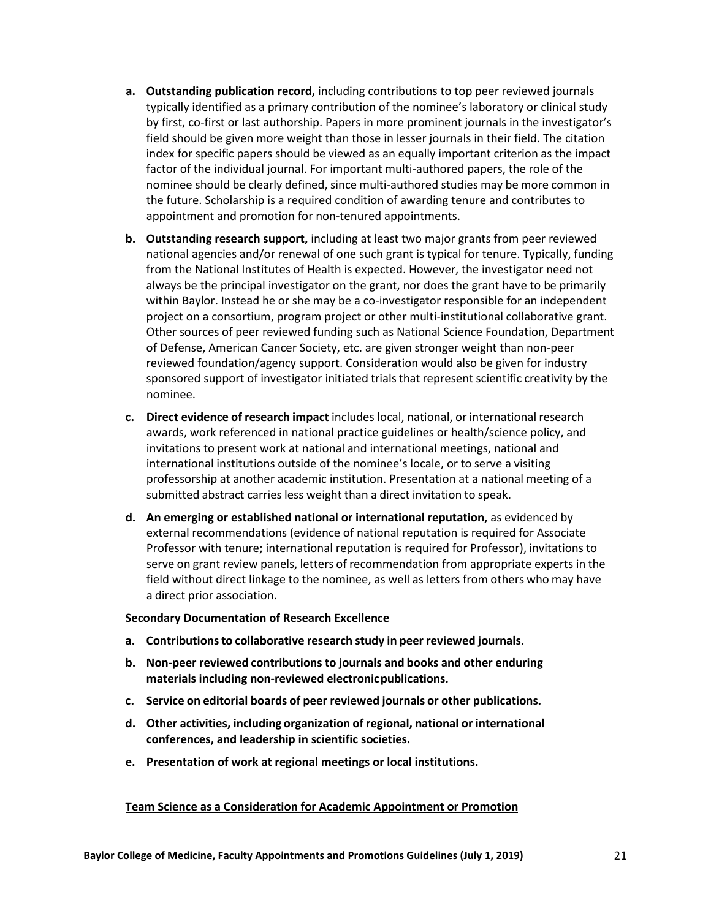a. **Outstanding publication record,** including contributions to top peer reviewed journals typically identified as a primary contribution of the nominee's laboratory or clinical study by first, co-first or last authorship. Papers in more prominent journals in the investigator's field should be given more weight than those in lesser journals in their field. The citation index for specific papers should be viewed as an equally important criterion as the impact factor of the individual journal. For important multi-authored papers, the role of the nominee should be clearly defined, since multi-authored studies may be more common in the future. Scholarship is a required condition of awarding tenure and contributes to appointment and promotion for non-tenured appointments.

b. **Outstanding research support,** including at least two major grants from peer reviewed national agencies and/or renewal of one such grant is typical for tenure. Typically, funding from the National Institutes of Health is expected. However, the investigator need not always be the principal investigator on the grant, nor does the grant have to be primarily within Baylor. Instead he or she may be a co-investigator responsible for an independent project on a consortium, program project or other multi-institutional collaborative grant. Other sources of peer reviewed funding such as National Science Foundation, Department of Defense, American Cancer Society, etc. are given stronger weight than non-peer reviewed foundation/agency support. Consideration would also be given for industry sponsored support of investigator initiated trials that represent scientific creativity by the nominee.

c. **Direct evidence of research impact** includes local, national, or international research awards, work referenced in national practice guidelines or health/science policy, and invitations to present work at national and international meetings, national and international institutions outside of the nominee's locale, or to serve a visiting professorship at another academic institution. Presentation at a national meeting of a submitted abstract carries less weight than a direct invitation to speak.

d. **An emerging or established national or international reputation,** as evidenced by external recommendations (evidence of national reputation is required for Associate Professor with tenure; international reputation is required for Professor), invitations to serve on grant review panels, letters of recommendation from appropriate experts in the field without direct linkage to the nominee, as well as letters from others who may have a direct prior association.

<u>**Secondary Documentation of Research Excellence**</u>

a. **Contributions to collaborative research study in peer reviewed journals.**

b. **Non-peer reviewed contributions to journals and books and other enduring materials including non-reviewed electronic publications.**

c. **Service on editorial boards of peer reviewed journals or other publications.**

d. **Other activities, including organization of regional, national or international conferences, and leadership in scientific societies.**

e. **Presentation of work at regional meetings or local institutions.**

<u>**Team Science as a Consideration for Academic Appointment or Promotion**</u>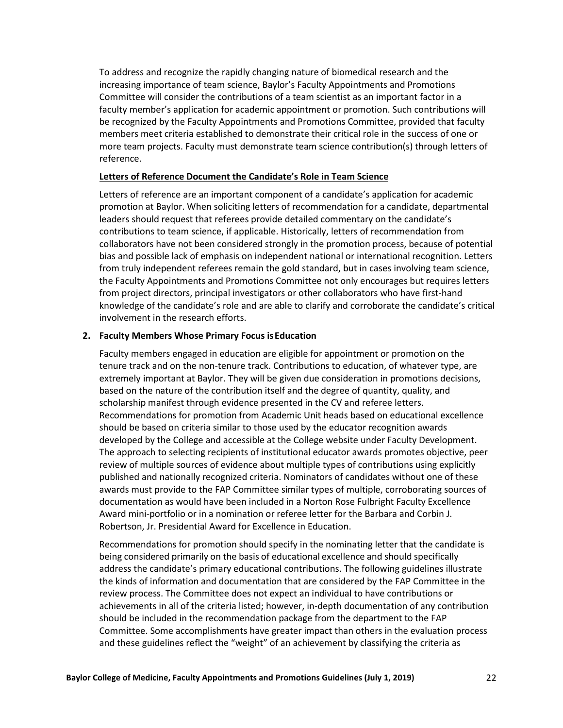To address and recognize the rapidly changing nature of biomedical research and the increasing importance of team science, Baylor's Faculty Appointments and Promotions Committee will consider the contributions of a team scientist as an important factor in a faculty member's application for academic appointment or promotion. Such contributions will be recognized by the Faculty Appointments and Promotions Committee, provided that faculty members meet criteria established to demonstrate their critical role in the success of one or more team projects. Faculty must demonstrate team science contribution(s) through letters of reference.

**Letters of Reference Document the Candidate's Role in Team Science**

Letters of reference are an important component of a candidate's application for academic promotion at Baylor. When soliciting letters of recommendation for a candidate, departmental leaders should request that referees provide detailed commentary on the candidate's contributions to team science, if applicable. Historically, letters of recommendation from collaborators have not been considered strongly in the promotion process, because of potential bias and possible lack of emphasis on independent national or international recognition. Letters from truly independent referees remain the gold standard, but in cases involving team science, the Faculty Appointments and Promotions Committee not only encourages but requires letters from project directors, principal investigators or other collaborators who have first-hand knowledge of the candidate's role and are able to clarify and corroborate the candidate's critical involvement in the research efforts.

**2. Faculty Members Whose Primary Focus is Education**

Faculty members engaged in education are eligible for appointment or promotion on the tenure track and on the non-tenure track. Contributions to education, of whatever type, are extremely important at Baylor. They will be given due consideration in promotions decisions, based on the nature of the contribution itself and the degree of quantity, quality, and scholarship manifest through evidence presented in the CV and referee letters. Recommendations for promotion from Academic Unit heads based on educational excellence should be based on criteria similar to those used by the educator recognition awards developed by the College and accessible at the College website under Faculty Development. The approach to selecting recipients of institutional educator awards promotes objective, peer review of multiple sources of evidence about multiple types of contributions using explicitly published and nationally recognized criteria. Nominators of candidates without one of these awards must provide to the FAP Committee similar types of multiple, corroborating sources of documentation as would have been included in a Norton Rose Fulbright Faculty Excellence Award mini-portfolio or in a nomination or referee letter for the Barbara and Corbin J. Robertson, Jr. Presidential Award for Excellence in Education.

Recommendations for promotion should specify in the nominating letter that the candidate is being considered primarily on the basis of educational excellence and should specifically address the candidate's primary educational contributions. The following guidelines illustrate the kinds of information and documentation that are considered by the FAP Committee in the review process. The Committee does not expect an individual to have contributions or achievements in all of the criteria listed; however, in-depth documentation of any contribution should be included in the recommendation package from the department to the FAP Committee. Some accomplishments have greater impact than others in the evaluation process and these guidelines reflect the "weight" of an achievement by classifying the criteria as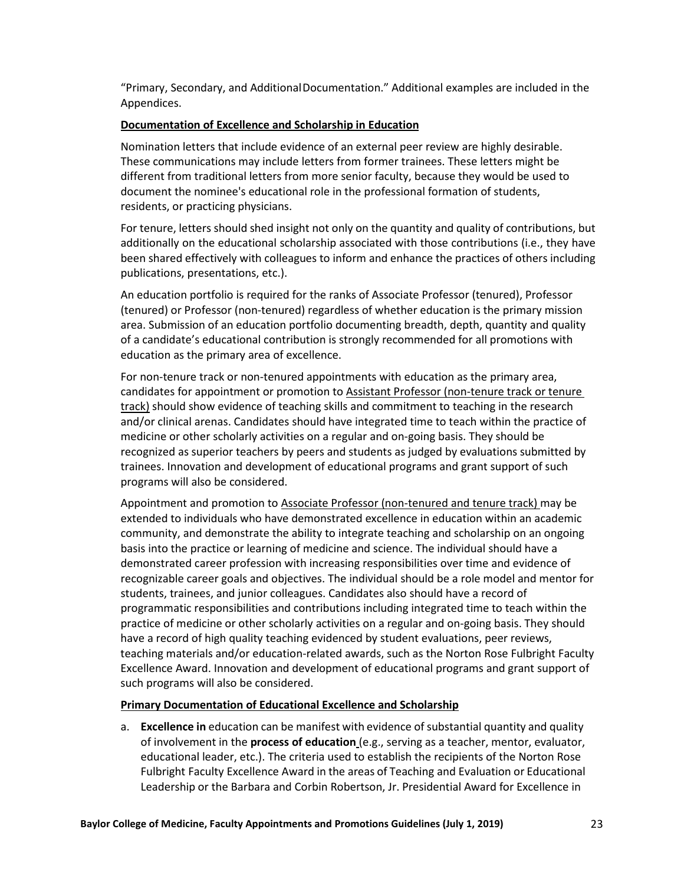"Primary, Secondary, and Additional Documentation." Additional examples are included in the Appendices.

**Documentation of Excellence and Scholarship in Education**

Nomination letters that include evidence of an external peer review are highly desirable. These communications may include letters from former trainees. These letters might be different from traditional letters from more senior faculty, because they would be used to document the nominee's educational role in the professional formation of students, residents, or practicing physicians.

For tenure, letters should shed insight not only on the quantity and quality of contributions, but additionally on the educational scholarship associated with those contributions (i.e., they have been shared effectively with colleagues to inform and enhance the practices of others including publications, presentations, etc.).

An education portfolio is required for the ranks of Associate Professor (tenured), Professor (tenured) or Professor (non-tenured) regardless of whether education is the primary mission area. Submission of an education portfolio documenting breadth, depth, quantity and quality of a candidate's educational contribution is strongly recommended for all promotions with education as the primary area of excellence.

For non-tenure track or non-tenured appointments with education as the primary area, candidates for appointment or promotion to Assistant Professor (non-tenure track or tenure track) should show evidence of teaching skills and commitment to teaching in the research and/or clinical arenas. Candidates should have integrated time to teach within the practice of medicine or other scholarly activities on a regular and on-going basis. They should be recognized as superior teachers by peers and students as judged by evaluations submitted by trainees. Innovation and development of educational programs and grant support of such programs will also be considered.

Appointment and promotion to Associate Professor (non-tenured and tenure track) may be extended to individuals who have demonstrated excellence in education within an academic community, and demonstrate the ability to integrate teaching and scholarship on an ongoing basis into the practice or learning of medicine and science. The individual should have a demonstrated career profession with increasing responsibilities over time and evidence of recognizable career goals and objectives. The individual should be a role model and mentor for students, trainees, and junior colleagues. Candidates also should have a record of programmatic responsibilities and contributions including integrated time to teach within the practice of medicine or other scholarly activities on a regular and on-going basis. They should have a record of high quality teaching evidenced by student evaluations, peer reviews, teaching materials and/or education-related awards, such as the Norton Rose Fulbright Faculty Excellence Award. Innovation and development of educational programs and grant support of such programs will also be considered.

**Primary Documentation of Educational Excellence and Scholarship**

a. **Excellence in** education can be manifest with evidence of substantial quantity and quality of involvement in the **process of education** (e.g., serving as a teacher, mentor, evaluator, educational leader, etc.). The criteria used to establish the recipients of the Norton Rose Fulbright Faculty Excellence Award in the areas of Teaching and Evaluation or Educational Leadership or the Barbara and Corbin Robertson, Jr. Presidential Award for Excellence in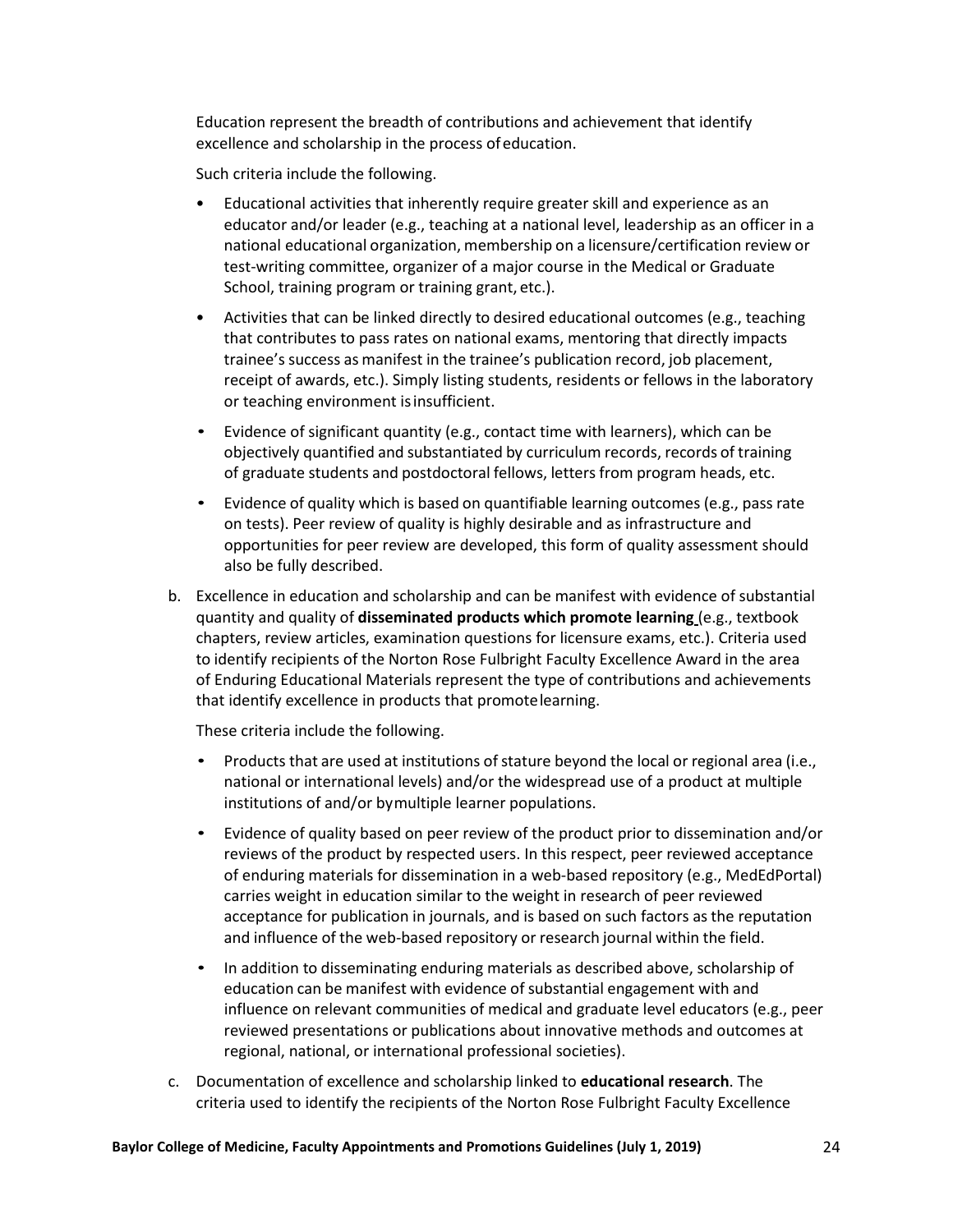Education represent the breadth of contributions and achievement that identify excellence and scholarship in the process of education.

Such criteria include the following.

- Educational activities that inherently require greater skill and experience as an educator and/or leader (e.g., teaching at a national level, leadership as an officer in a national educational organization, membership on a licensure/certification review or test-writing committee, organizer of a major course in the Medical or Graduate School, training program or training grant, etc.).
- Activities that can be linked directly to desired educational outcomes (e.g., teaching that contributes to pass rates on national exams, mentoring that directly impacts trainee's success as manifest in the trainee's publication record, job placement, receipt of awards, etc.). Simply listing students, residents or fellows in the laboratory or teaching environment is insufficient.
- Evidence of significant quantity (e.g., contact time with learners), which can be objectively quantified and substantiated by curriculum records, records of training of graduate students and postdoctoral fellows, letters from program heads, etc.
- Evidence of quality which is based on quantifiable learning outcomes (e.g., pass rate on tests). Peer review of quality is highly desirable and as infrastructure and opportunities for peer review are developed, this form of quality assessment should also be fully described.

b. Excellence in education and scholarship and can be manifest with evidence of substantial quantity and quality of **disseminated products which promote learning** (e.g., textbook chapters, review articles, examination questions for licensure exams, etc.). Criteria used to identify recipients of the Norton Rose Fulbright Faculty Excellence Award in the area of Enduring Educational Materials represent the type of contributions and achievements that identify excellence in products that promote learning.

These criteria include the following.

- Products that are used at institutions of stature beyond the local or regional area (i.e., national or international levels) and/or the widespread use of a product at multiple institutions of and/or by multiple learner populations.
- Evidence of quality based on peer review of the product prior to dissemination and/or reviews of the product by respected users. In this respect, peer reviewed acceptance of enduring materials for dissemination in a web-based repository (e.g., MedEdPortal) carries weight in education similar to the weight in research of peer reviewed acceptance for publication in journals, and is based on such factors as the reputation and influence of the web-based repository or research journal within the field.
- In addition to disseminating enduring materials as described above, scholarship of education can be manifest with evidence of substantial engagement with and influence on relevant communities of medical and graduate level educators (e.g., peer reviewed presentations or publications about innovative methods and outcomes at regional, national, or international professional societies).

c. Documentation of excellence and scholarship linked to **educational research**. The criteria used to identify the recipients of the Norton Rose Fulbright Faculty Excellence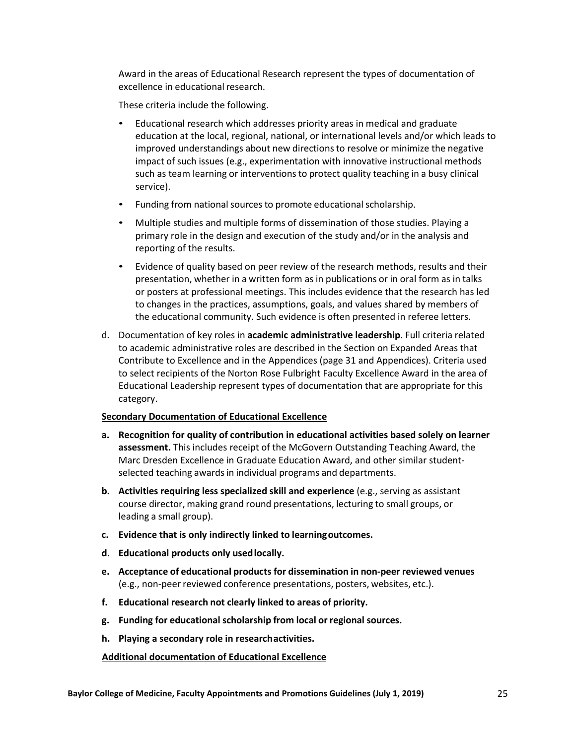Award in the areas of Educational Research represent the types of documentation of excellence in educational research.

These criteria include the following.

- Educational research which addresses priority areas in medical and graduate education at the local, regional, national, or international levels and/or which leads to improved understandings about new directions to resolve or minimize the negative impact of such issues (e.g., experimentation with innovative instructional methods such as team learning or interventions to protect quality teaching in a busy clinical service).
- Funding from national sources to promote educational scholarship.
- Multiple studies and multiple forms of dissemination of those studies. Playing a primary role in the design and execution of the study and/or in the analysis and reporting of the results.
- Evidence of quality based on peer review of the research methods, results and their presentation, whether in a written form as in publications or in oral form as in talks or posters at professional meetings. This includes evidence that the research has led to changes in the practices, assumptions, goals, and values shared by members of the educational community. Such evidence is often presented in referee letters.

d. Documentation of key roles in **academic administrative leadership**. Full criteria related to academic administrative roles are described in the Section on Expanded Areas that Contribute to Excellence and in the Appendices (page 31 and Appendices). Criteria used to select recipients of the Norton Rose Fulbright Faculty Excellence Award in the area of Educational Leadership represent types of documentation that are appropriate for this category.

**Secondary Documentation of Educational Excellence**

a. **Recognition for quality of contribution in educational activities based solely on learner assessment.** This includes receipt of the McGovern Outstanding Teaching Award, the Marc Dresden Excellence in Graduate Education Award, and other similar student-selected teaching awards in individual programs and departments.

b. **Activities requiring less specialized skill and experience** (e.g., serving as assistant course director, making grand round presentations, lecturing to small groups, or leading a small group).

c. **Evidence that is only indirectly linked to learning outcomes.**

d. **Educational products only used locally.**

e. **Acceptance of educational products for dissemination in non-peer reviewed venues** (e.g., non-peer reviewed conference presentations, posters, websites, etc.).

f. **Educational research not clearly linked to areas of priority.**

g. **Funding for educational scholarship from local or regional sources.**

h. **Playing a secondary role in research activities.**

**Additional documentation of Educational Excellence**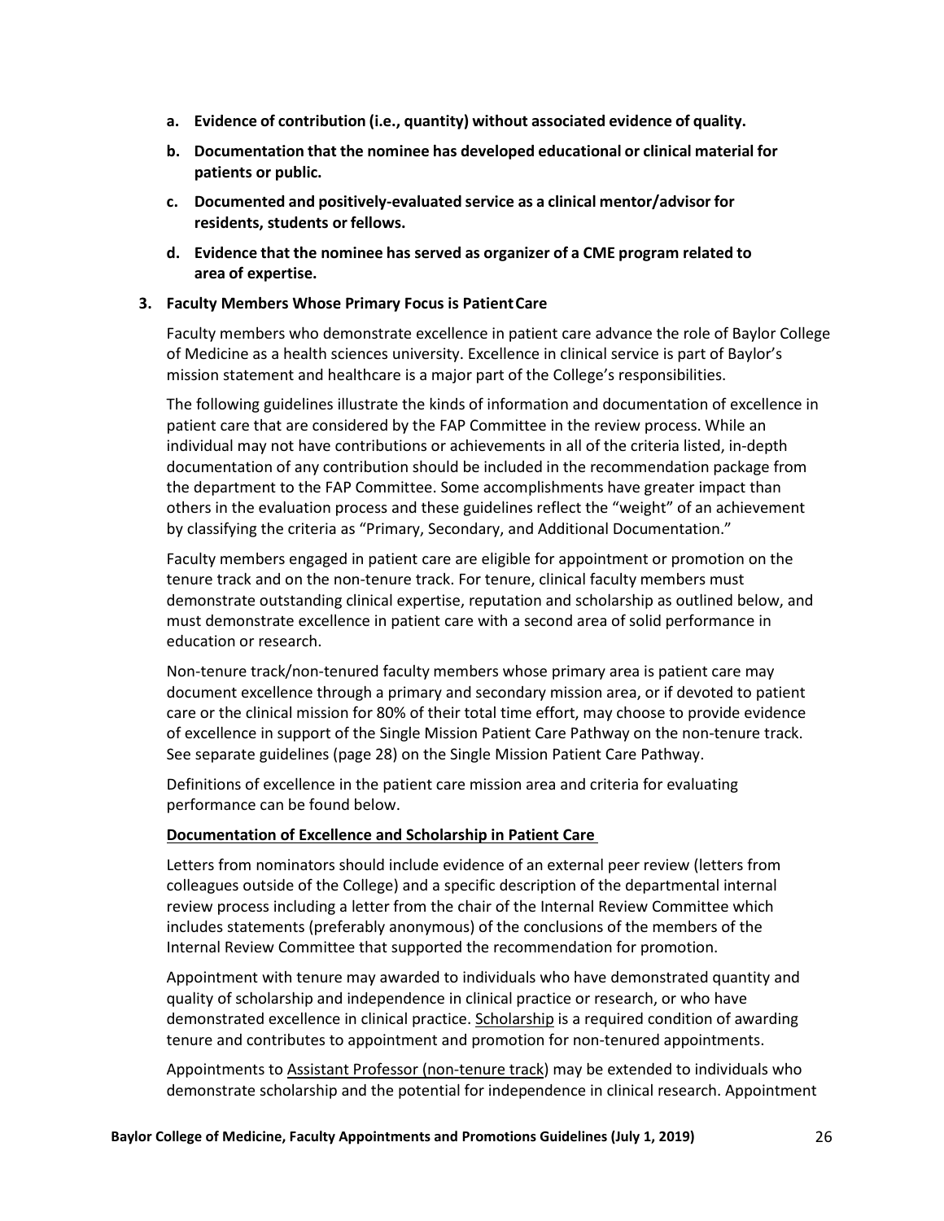a. **Evidence of contribution (i.e., quantity) without associated evidence of quality.**

b. **Documentation that the nominee has developed educational or clinical material for patients or public.**

c. **Documented and positively-evaluated service as a clinical mentor/advisor for residents, students or fellows.**

d. **Evidence that the nominee has served as organizer of a CME program related to area of expertise.**

### 3. Faculty Members Whose Primary Focus is Patient Care

Faculty members who demonstrate excellence in patient care advance the role of Baylor College of Medicine as a health sciences university. Excellence in clinical service is part of Baylor's mission statement and healthcare is a major part of the College's responsibilities.

The following guidelines illustrate the kinds of information and documentation of excellence in patient care that are considered by the FAP Committee in the review process. While an individual may not have contributions or achievements in all of the criteria listed, in-depth documentation of any contribution should be included in the recommendation package from the department to the FAP Committee. Some accomplishments have greater impact than others in the evaluation process and these guidelines reflect the "weight" of an achievement by classifying the criteria as "Primary, Secondary, and Additional Documentation."

Faculty members engaged in patient care are eligible for appointment or promotion on the tenure track and on the non-tenure track. For tenure, clinical faculty members must demonstrate outstanding clinical expertise, reputation and scholarship as outlined below, and must demonstrate excellence in patient care with a second area of solid performance in education or research.

Non-tenure track/non-tenured faculty members whose primary area is patient care may document excellence through a primary and secondary mission area, or if devoted to patient care or the clinical mission for 80% of their total time effort, may choose to provide evidence of excellence in support of the Single Mission Patient Care Pathway on the non-tenure track. See separate guidelines (page 28) on the Single Mission Patient Care Pathway.

Definitions of excellence in the patient care mission area and criteria for evaluating performance can be found below.

**<u>Documentation of Excellence and Scholarship in Patient Care</u>**

Letters from nominators should include evidence of an external peer review (letters from colleagues outside of the College) and a specific description of the departmental internal review process including a letter from the chair of the Internal Review Committee which includes statements (preferably anonymous) of the conclusions of the members of the Internal Review Committee that supported the recommendation for promotion.

Appointment with tenure may awarded to individuals who have demonstrated quantity and quality of scholarship and independence in clinical practice or research, or who have demonstrated excellence in clinical practice. <u>Scholarship</u> is a required condition of awarding tenure and contributes to appointment and promotion for non-tenured appointments.

Appointments to <u>Assistant Professor (non-tenure track</u>) may be extended to individuals who demonstrate scholarship and the potential for independence in clinical research. Appointment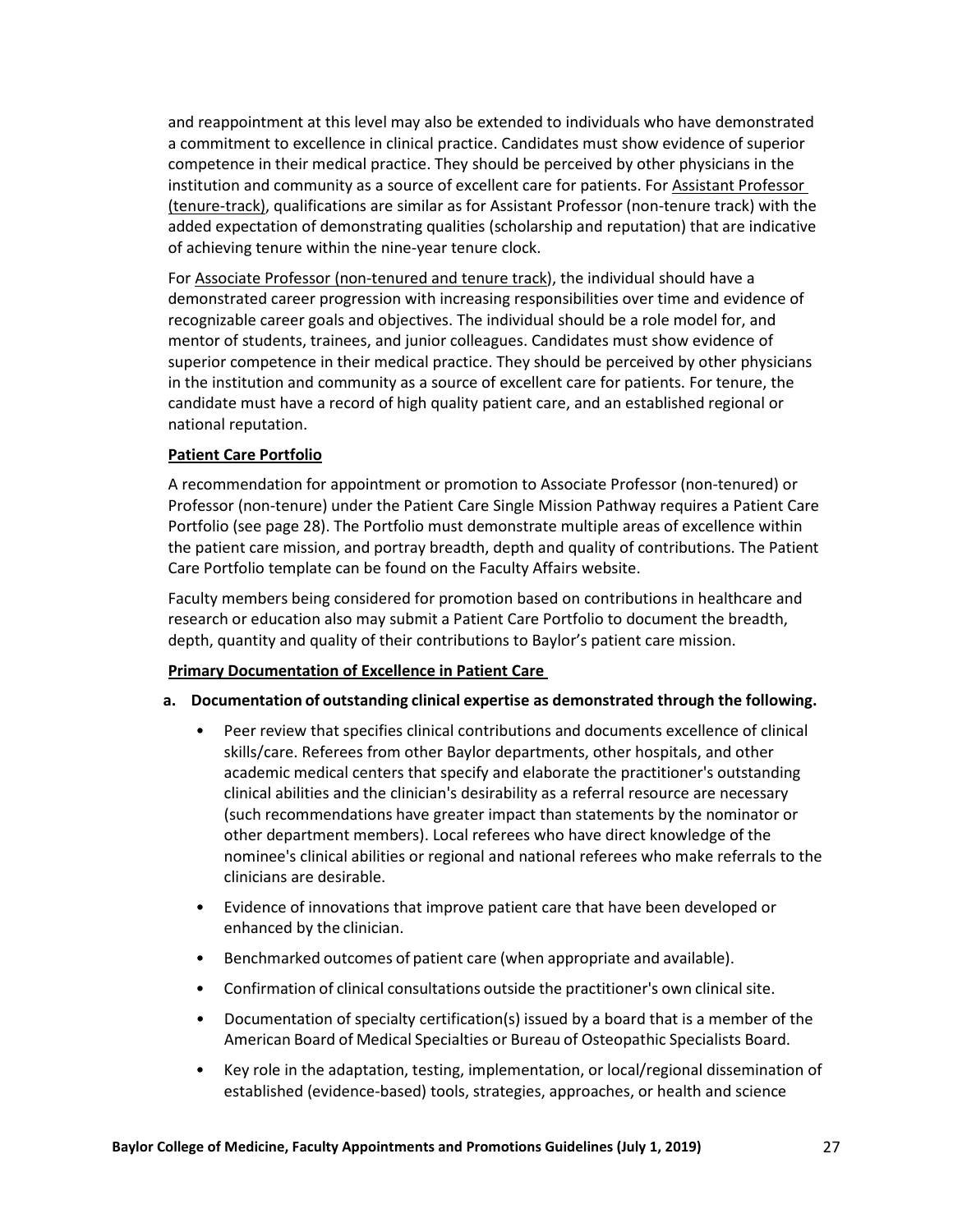and reappointment at this level may also be extended to individuals who have demonstrated a commitment to excellence in clinical practice. Candidates must show evidence of superior competence in their medical practice. They should be perceived by other physicians in the institution and community as a source of excellent care for patients. For Assistant Professor (tenure-track), qualifications are similar as for Assistant Professor (non-tenure track) with the added expectation of demonstrating qualities (scholarship and reputation) that are indicative of achieving tenure within the nine-year tenure clock.

For Associate Professor (non-tenured and tenure track), the individual should have a demonstrated career progression with increasing responsibilities over time and evidence of recognizable career goals and objectives. The individual should be a role model for, and mentor of students, trainees, and junior colleagues. Candidates must show evidence of superior competence in their medical practice. They should be perceived by other physicians in the institution and community as a source of excellent care for patients. For tenure, the candidate must have a record of high quality patient care, and an established regional or national reputation.

**Patient Care Portfolio**

A recommendation for appointment or promotion to Associate Professor (non-tenured) or Professor (non-tenure) under the Patient Care Single Mission Pathway requires a Patient Care Portfolio (see page 28). The Portfolio must demonstrate multiple areas of excellence within the patient care mission, and portray breadth, depth and quality of contributions. The Patient Care Portfolio template can be found on the Faculty Affairs website.

Faculty members being considered for promotion based on contributions in healthcare and research or education also may submit a Patient Care Portfolio to document the breadth, depth, quantity and quality of their contributions to Baylor's patient care mission.

**Primary Documentation of Excellence in Patient Care**

**a. Documentation of outstanding clinical expertise as demonstrated through the following.**

- Peer review that specifies clinical contributions and documents excellence of clinical skills/care. Referees from other Baylor departments, other hospitals, and other academic medical centers that specify and elaborate the practitioner's outstanding clinical abilities and the clinician's desirability as a referral resource are necessary (such recommendations have greater impact than statements by the nominator or other department members). Local referees who have direct knowledge of the nominee's clinical abilities or regional and national referees who make referrals to the clinicians are desirable.
- Evidence of innovations that improve patient care that have been developed or enhanced by the clinician.
- Benchmarked outcomes of patient care (when appropriate and available).
- Confirmation of clinical consultations outside the practitioner's own clinical site.
- Documentation of specialty certification(s) issued by a board that is a member of the American Board of Medical Specialties or Bureau of Osteopathic Specialists Board.
- Key role in the adaptation, testing, implementation, or local/regional dissemination of established (evidence-based) tools, strategies, approaches, or health and science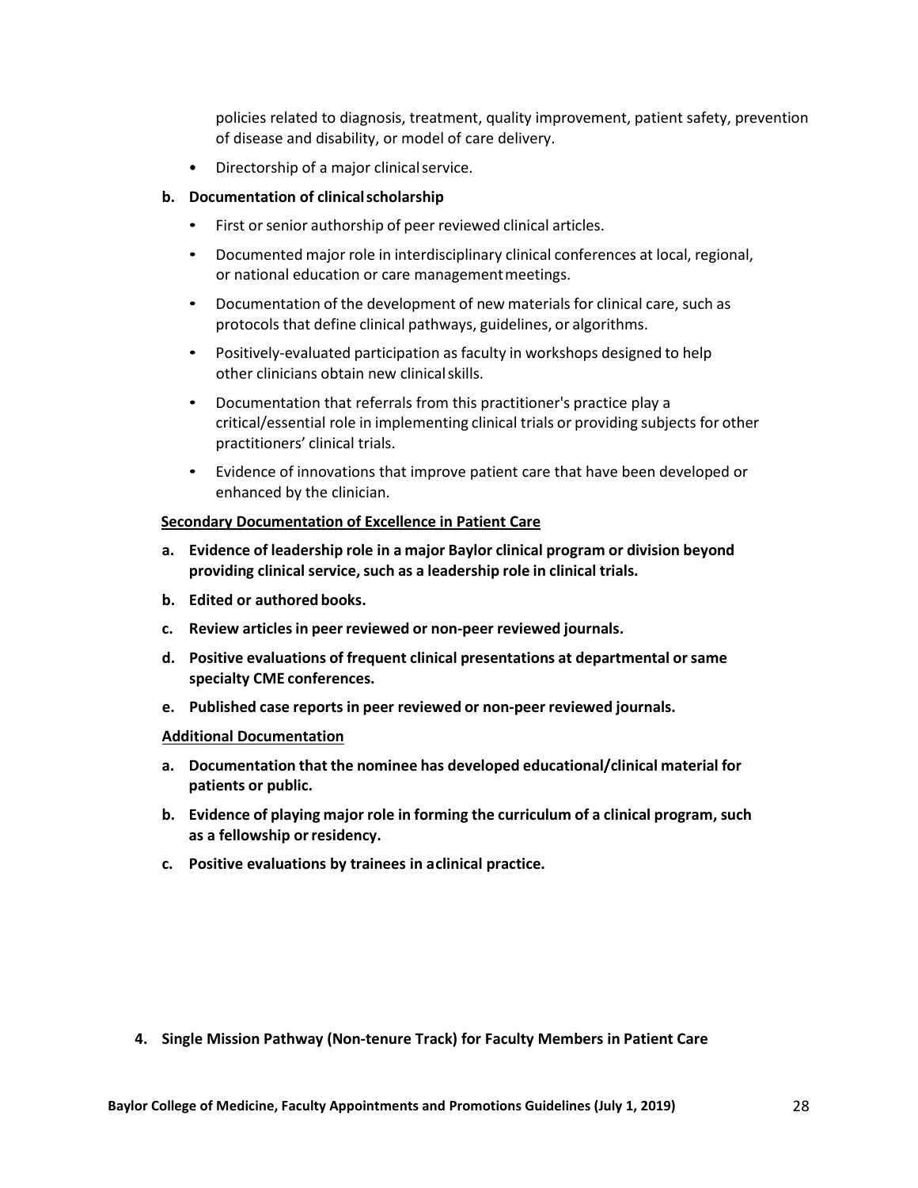policies related to diagnosis, treatment, quality improvement, patient safety, prevention of disease and disability, or model of care delivery.

- Directorship of a major clinical service.

**b. Documentation of clinical scholarship**

- First or senior authorship of peer reviewed clinical articles.
- Documented major role in interdisciplinary clinical conferences at local, regional, or national education or care management meetings.
- Documentation of the development of new materials for clinical care, such as protocols that define clinical pathways, guidelines, or algorithms.
- Positively-evaluated participation as faculty in workshops designed to help other clinicians obtain new clinical skills.
- Documentation that referrals from this practitioner's practice play a critical/essential role in implementing clinical trials or providing subjects for other practitioners' clinical trials.
- Evidence of innovations that improve patient care that have been developed or enhanced by the clinician.

**Secondary Documentation of Excellence in Patient Care**

**a. Evidence of leadership role in a major Baylor clinical program or division beyond providing clinical service, such as a leadership role in clinical trials.**

**b. Edited or authored books.**

**c. Review articles in peer reviewed or non-peer reviewed journals.**

**d. Positive evaluations of frequent clinical presentations at departmental or same specialty CME conferences.**

**e. Published case reports in peer reviewed or non-peer reviewed journals.**

**Additional Documentation**

**a. Documentation that the nominee has developed educational/clinical material for patients or public.**

**b. Evidence of playing major role in forming the curriculum of a clinical program, such as a fellowship or residency.**

**c. Positive evaluations by trainees in a clinical practice.**

**4. Single Mission Pathway (Non-tenure Track) for Faculty Members in Patient Care**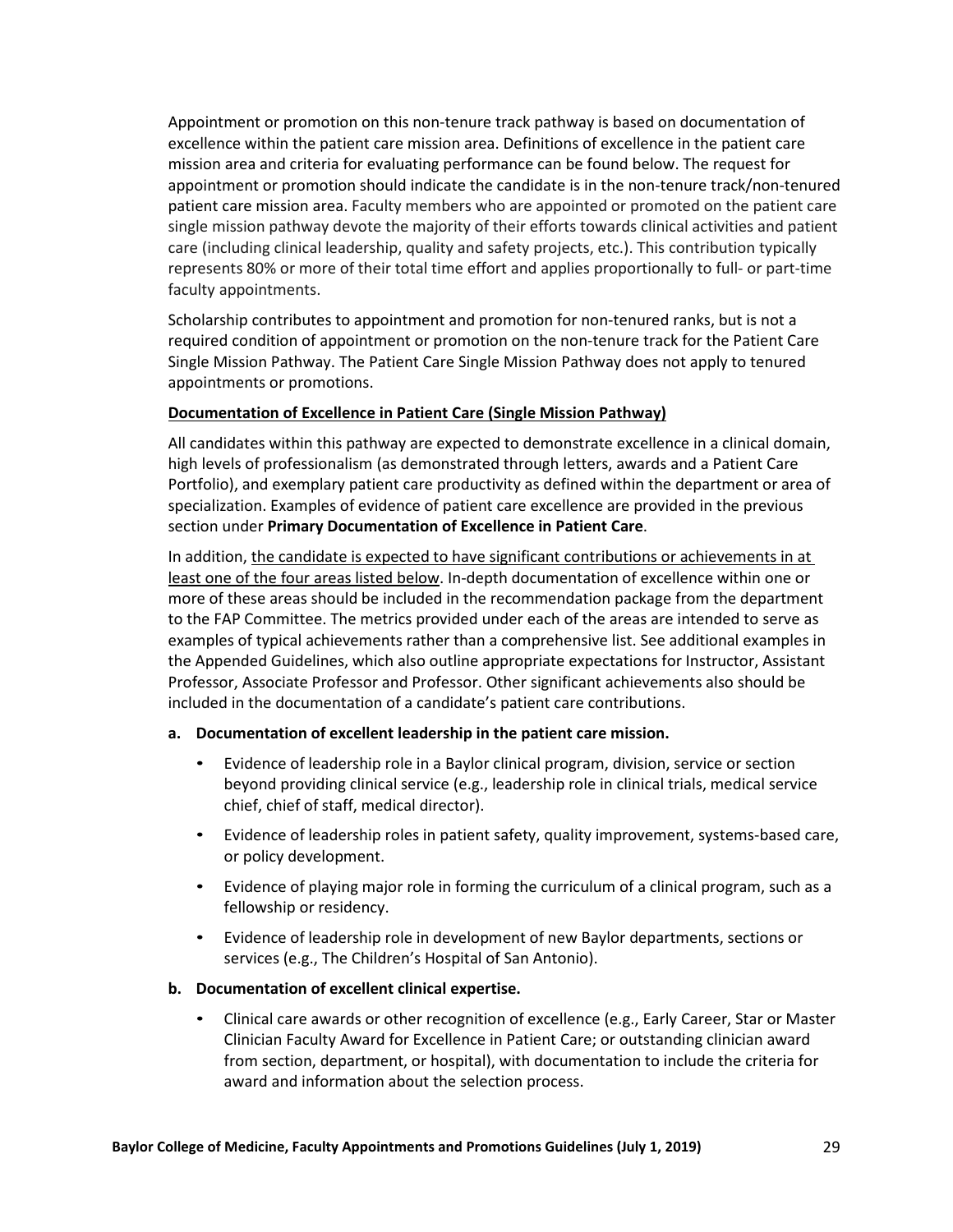Appointment or promotion on this non-tenure track pathway is based on documentation of excellence within the patient care mission area. Definitions of excellence in the patient care mission area and criteria for evaluating performance can be found below. The request for appointment or promotion should indicate the candidate is in the non-tenure track/non-tenured patient care mission area. Faculty members who are appointed or promoted on the patient care single mission pathway devote the majority of their efforts towards clinical activities and patient care (including clinical leadership, quality and safety projects, etc.). This contribution typically represents 80% or more of their total time effort and applies proportionally to full- or part-time faculty appointments.

Scholarship contributes to appointment and promotion for non-tenured ranks, but is not a required condition of appointment or promotion on the non-tenure track for the Patient Care Single Mission Pathway. The Patient Care Single Mission Pathway does not apply to tenured appointments or promotions.

**Documentation of Excellence in Patient Care (Single Mission Pathway)**

All candidates within this pathway are expected to demonstrate excellence in a clinical domain, high levels of professionalism (as demonstrated through letters, awards and a Patient Care Portfolio), and exemplary patient care productivity as defined within the department or area of specialization. Examples of evidence of patient care excellence are provided in the previous section under **Primary Documentation of Excellence in Patient Care**.

In addition, the candidate is expected to have significant contributions or achievements in at least one of the four areas listed below. In-depth documentation of excellence within one or more of these areas should be included in the recommendation package from the department to the FAP Committee. The metrics provided under each of the areas are intended to serve as examples of typical achievements rather than a comprehensive list. See additional examples in the Appended Guidelines, which also outline appropriate expectations for Instructor, Assistant Professor, Associate Professor and Professor. Other significant achievements also should be included in the documentation of a candidate's patient care contributions.

**a. Documentation of excellent leadership in the patient care mission.**

- Evidence of leadership role in a Baylor clinical program, division, service or section beyond providing clinical service (e.g., leadership role in clinical trials, medical service chief, chief of staff, medical director).
- Evidence of leadership roles in patient safety, quality improvement, systems-based care, or policy development.
- Evidence of playing major role in forming the curriculum of a clinical program, such as a fellowship or residency.
- Evidence of leadership role in development of new Baylor departments, sections or services (e.g., The Children's Hospital of San Antonio).

**b. Documentation of excellent clinical expertise.**

- Clinical care awards or other recognition of excellence (e.g., Early Career, Star or Master Clinician Faculty Award for Excellence in Patient Care; or outstanding clinician award from section, department, or hospital), with documentation to include the criteria for award and information about the selection process.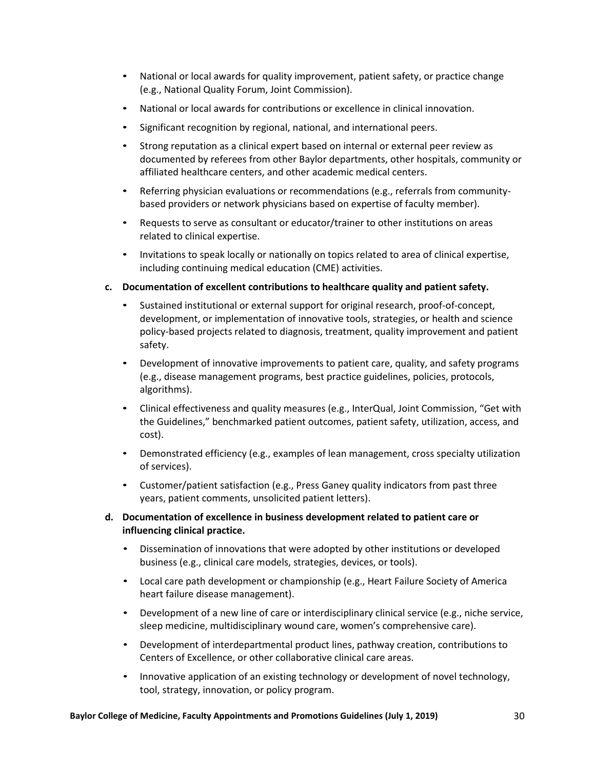- National or local awards for quality improvement, patient safety, or practice change (e.g., National Quality Forum, Joint Commission).
- National or local awards for contributions or excellence in clinical innovation.
- Significant recognition by regional, national, and international peers.
- Strong reputation as a clinical expert based on internal or external peer review as documented by referees from other Baylor departments, other hospitals, community or affiliated healthcare centers, and other academic medical centers.
- Referring physician evaluations or recommendations (e.g., referrals from community-based providers or network physicians based on expertise of faculty member).
- Requests to serve as consultant or educator/trainer to other institutions on areas related to clinical expertise.
- Invitations to speak locally or nationally on topics related to area of clinical expertise, including continuing medical education (CME) activities.

**c. Documentation of excellent contributions to healthcare quality and patient safety.**

- Sustained institutional or external support for original research, proof-of-concept, development, or implementation of innovative tools, strategies, or health and science policy-based projects related to diagnosis, treatment, quality improvement and patient safety.
- Development of innovative improvements to patient care, quality, and safety programs (e.g., disease management programs, best practice guidelines, policies, protocols, algorithms).
- Clinical effectiveness and quality measures (e.g., InterQual, Joint Commission, "Get with the Guidelines," benchmarked patient outcomes, patient safety, utilization, access, and cost).
- Demonstrated efficiency (e.g., examples of lean management, cross specialty utilization of services).
- Customer/patient satisfaction (e.g., Press Ganey quality indicators from past three years, patient comments, unsolicited patient letters).

**d. Documentation of excellence in business development related to patient care or influencing clinical practice.**

- Dissemination of innovations that were adopted by other institutions or developed business (e.g., clinical care models, strategies, devices, or tools).
- Local care path development or championship (e.g., Heart Failure Society of America heart failure disease management).
- Development of a new line of care or interdisciplinary clinical service (e.g., niche service, sleep medicine, multidisciplinary wound care, women's comprehensive care).
- Development of interdepartmental product lines, pathway creation, contributions to Centers of Excellence, or other collaborative clinical care areas.
- Innovative application of an existing technology or development of novel technology, tool, strategy, innovation, or policy program.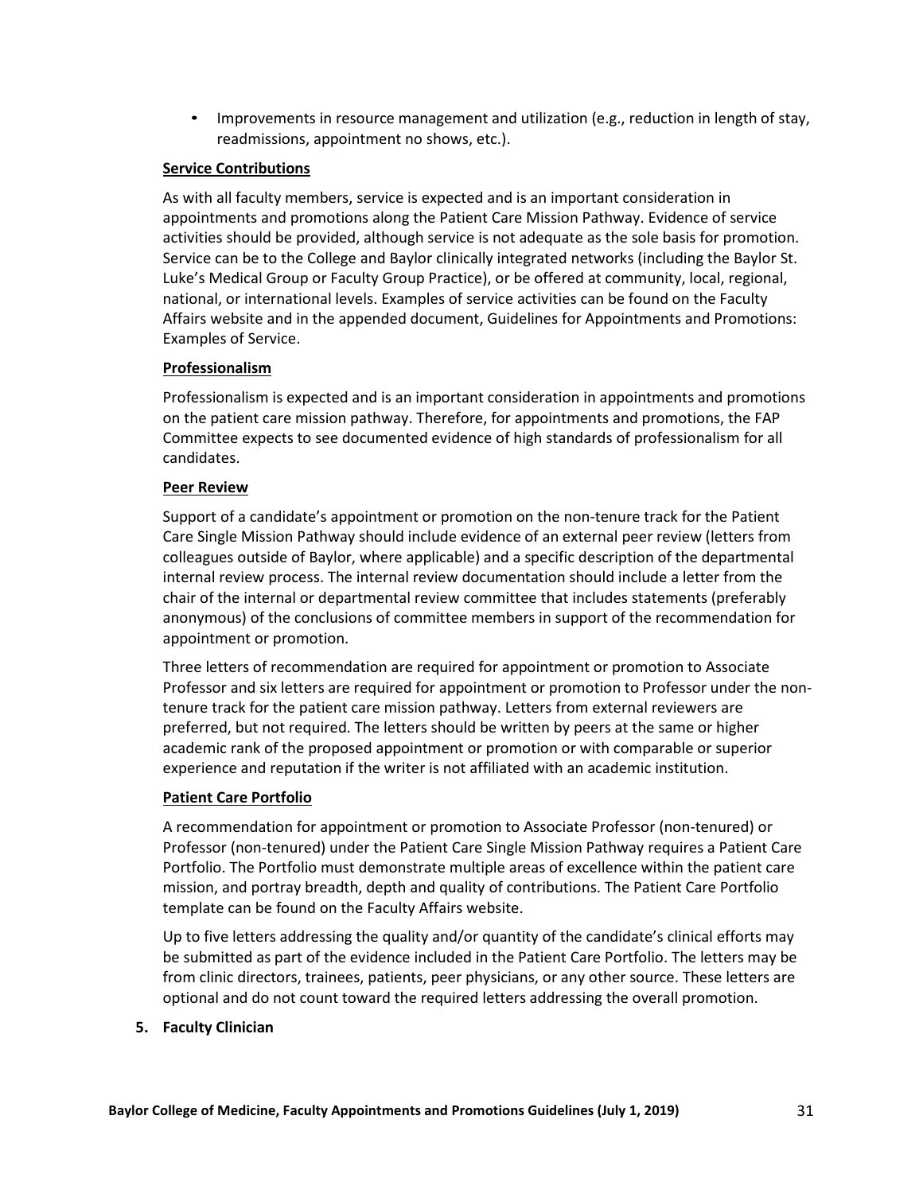- Improvements in resource management and utilization (e.g., reduction in length of stay, readmissions, appointment no shows, etc.).

**Service Contributions**

As with all faculty members, service is expected and is an important consideration in appointments and promotions along the Patient Care Mission Pathway. Evidence of service activities should be provided, although service is not adequate as the sole basis for promotion. Service can be to the College and Baylor clinically integrated networks (including the Baylor St. Luke's Medical Group or Faculty Group Practice), or be offered at community, local, regional, national, or international levels. Examples of service activities can be found on the Faculty Affairs website and in the appended document, Guidelines for Appointments and Promotions: Examples of Service.

**Professionalism**

Professionalism is expected and is an important consideration in appointments and promotions on the patient care mission pathway. Therefore, for appointments and promotions, the FAP Committee expects to see documented evidence of high standards of professionalism for all candidates.

**Peer Review**

Support of a candidate's appointment or promotion on the non-tenure track for the Patient Care Single Mission Pathway should include evidence of an external peer review (letters from colleagues outside of Baylor, where applicable) and a specific description of the departmental internal review process. The internal review documentation should include a letter from the chair of the internal or departmental review committee that includes statements (preferably anonymous) of the conclusions of committee members in support of the recommendation for appointment or promotion.

Three letters of recommendation are required for appointment or promotion to Associate Professor and six letters are required for appointment or promotion to Professor under the non-tenure track for the patient care mission pathway. Letters from external reviewers are preferred, but not required. The letters should be written by peers at the same or higher academic rank of the proposed appointment or promotion or with comparable or superior experience and reputation if the writer is not affiliated with an academic institution.

**Patient Care Portfolio**

A recommendation for appointment or promotion to Associate Professor (non-tenured) or Professor (non-tenured) under the Patient Care Single Mission Pathway requires a Patient Care Portfolio. The Portfolio must demonstrate multiple areas of excellence within the patient care mission, and portray breadth, depth and quality of contributions. The Patient Care Portfolio template can be found on the Faculty Affairs website.

Up to five letters addressing the quality and/or quantity of the candidate's clinical efforts may be submitted as part of the evidence included in the Patient Care Portfolio. The letters may be from clinic directors, trainees, patients, peer physicians, or any other source. These letters are optional and do not count toward the required letters addressing the overall promotion.

**5. Faculty Clinician**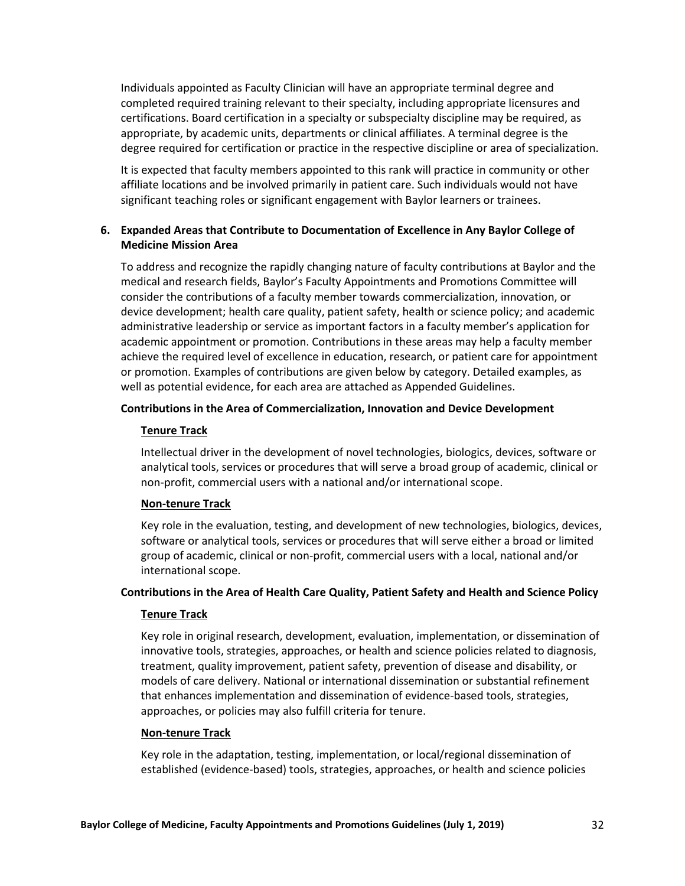Individuals appointed as Faculty Clinician will have an appropriate terminal degree and completed required training relevant to their specialty, including appropriate licensures and certifications. Board certification in a specialty or subspecialty discipline may be required, as appropriate, by academic units, departments or clinical affiliates. A terminal degree is the degree required for certification or practice in the respective discipline or area of specialization.

It is expected that faculty members appointed to this rank will practice in community or other affiliate locations and be involved primarily in patient care. Such individuals would not have significant teaching roles or significant engagement with Baylor learners or trainees.

## 6. Expanded Areas that Contribute to Documentation of Excellence in Any Baylor College of Medicine Mission Area

To address and recognize the rapidly changing nature of faculty contributions at Baylor and the medical and research fields, Baylor's Faculty Appointments and Promotions Committee will consider the contributions of a faculty member towards commercialization, innovation, or device development; health care quality, patient safety, health or science policy; and academic administrative leadership or service as important factors in a faculty member's application for academic appointment or promotion. Contributions in these areas may help a faculty member achieve the required level of excellence in education, research, or patient care for appointment or promotion. Examples of contributions are given below by category. Detailed examples, as well as potential evidence, for each area are attached as Appended Guidelines.

### Contributions in the Area of Commercialization, Innovation and Device Development

**Tenure Track**

Intellectual driver in the development of novel technologies, biologics, devices, software or analytical tools, services or procedures that will serve a broad group of academic, clinical or non-profit, commercial users with a national and/or international scope.

**Non-tenure Track**

Key role in the evaluation, testing, and development of new technologies, biologics, devices, software or analytical tools, services or procedures that will serve either a broad or limited group of academic, clinical or non-profit, commercial users with a local, national and/or international scope.

### Contributions in the Area of Health Care Quality, Patient Safety and Health and Science Policy

**Tenure Track**

Key role in original research, development, evaluation, implementation, or dissemination of innovative tools, strategies, approaches, or health and science policies related to diagnosis, treatment, quality improvement, patient safety, prevention of disease and disability, or models of care delivery. National or international dissemination or substantial refinement that enhances implementation and dissemination of evidence-based tools, strategies, approaches, or policies may also fulfill criteria for tenure.

**Non-tenure Track**

Key role in the adaptation, testing, implementation, or local/regional dissemination of established (evidence-based) tools, strategies, approaches, or health and science policies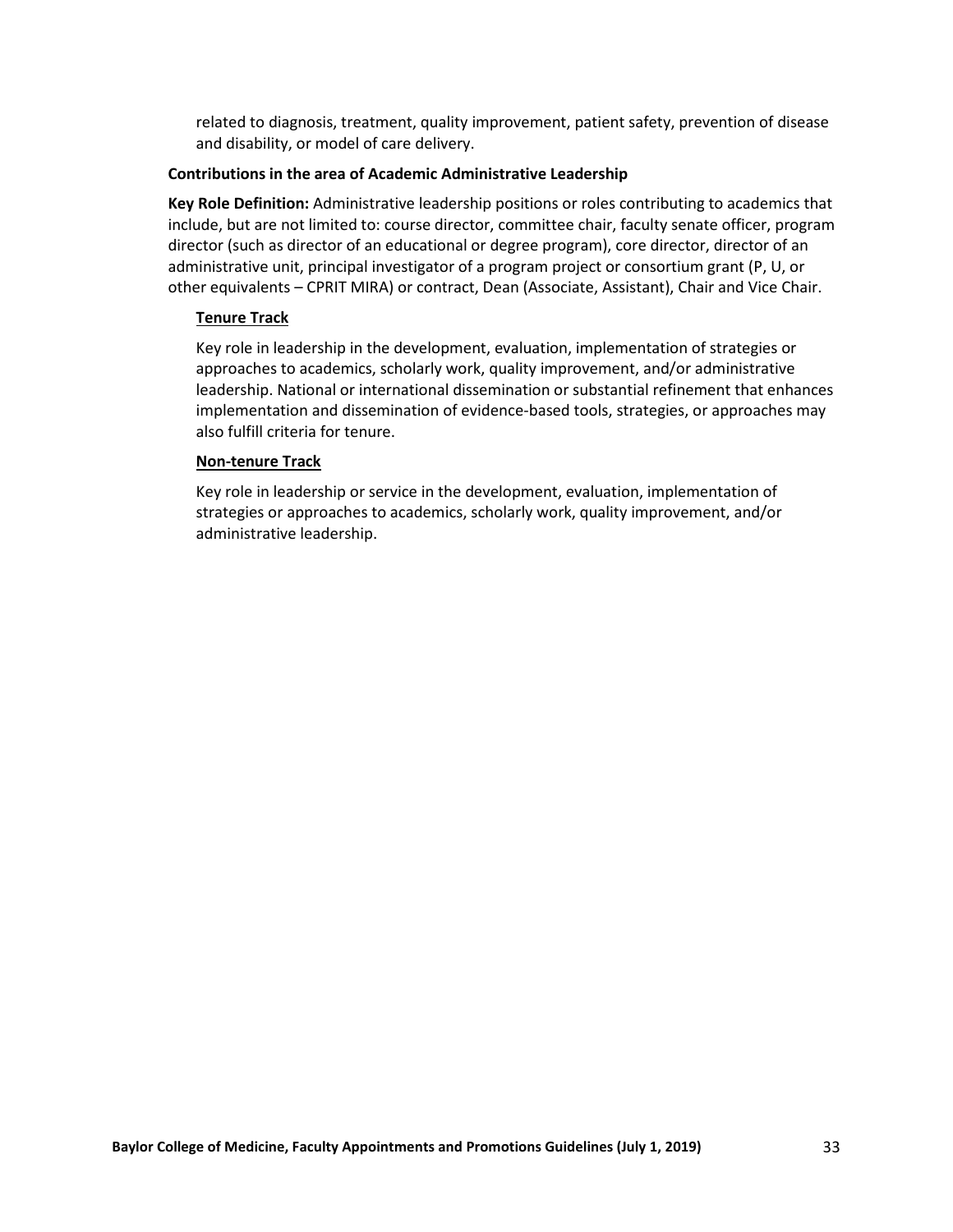related to diagnosis, treatment, quality improvement, patient safety, prevention of disease and disability, or model of care delivery.

**Contributions in the area of Academic Administrative Leadership**

**Key Role Definition:** Administrative leadership positions or roles contributing to academics that include, but are not limited to: course director, committee chair, faculty senate officer, program director (such as director of an educational or degree program), core director, director of an administrative unit, principal investigator of a program project or consortium grant (P, U, or other equivalents – CPRIT MIRA) or contract, Dean (Associate, Assistant), Chair and Vice Chair.

**Tenure Track**

Key role in leadership in the development, evaluation, implementation of strategies or approaches to academics, scholarly work, quality improvement, and/or administrative leadership. National or international dissemination or substantial refinement that enhances implementation and dissemination of evidence-based tools, strategies, or approaches may also fulfill criteria for tenure.

**Non-tenure Track**

Key role in leadership or service in the development, evaluation, implementation of strategies or approaches to academics, scholarly work, quality improvement, and/or administrative leadership.